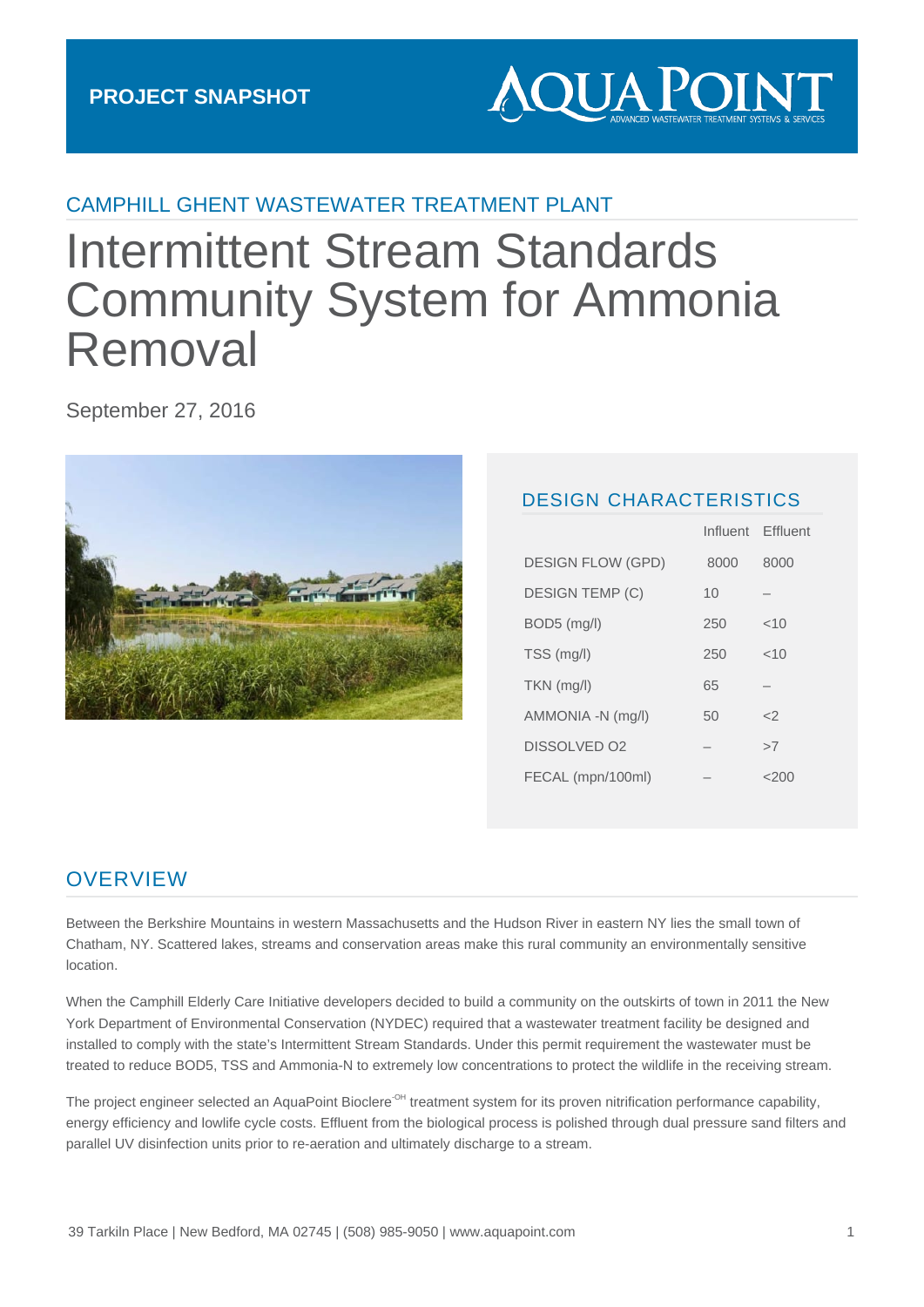PROJECT SNAPSHOT

AQUAPOINT
ADVANCED WASTEWATER TREATMENT SYSTEMS & SERVICES

## CAMPHILL GHENT WASTEWATER TREATMENT PLANT

# Intermittent Stream Standards Community System for Ammonia Removal

September 27, 2016

## DESIGN CHARACTERISTICS

| | Influent | Effluent |
|---|---|---|
| DESIGN FLOW (GPD) | 8000 | 8000 |
| DESIGN TEMP (C) | 10 | – |
| BOD5 (mg/l) | 250 | <10 |
| TSS (mg/l) | 250 | <10 |
| TKN (mg/l) | 65 | – |
| AMMONIA -N (mg/l) | 50 | <2 |
| DISSOLVED O2 | – | >7 |
| FECAL (mpn/100ml) | – | <200 |

## OVERVIEW

Between the Berkshire Mountains in western Massachusetts and the Hudson River in eastern NY lies the small town of Chatham, NY. Scattered lakes, streams and conservation areas make this rural community an environmentally sensitive location.

When the Camphill Elderly Care Initiative developers decided to build a community on the outskirts of town in 2011 the New York Department of Environmental Conservation (NYDEC) required that a wastewater treatment facility be designed and installed to comply with the state's Intermittent Stream Standards. Under this permit requirement the wastewater must be treated to reduce BOD5, TSS and Ammonia-N to extremely low concentrations to protect the wildlife in the receiving stream.

The project engineer selected an AquaPoint Bioclere-OH treatment system for its proven nitrification performance capability, energy efficiency and lowlife cycle costs. Effluent from the biological process is polished through dual pressure sand filters and parallel UV disinfection units prior to re-aeration and ultimately discharge to a stream.

39 Tarkiln Place | New Bedford, MA 02745 | (508) 985-9050 | www.aquapoint.com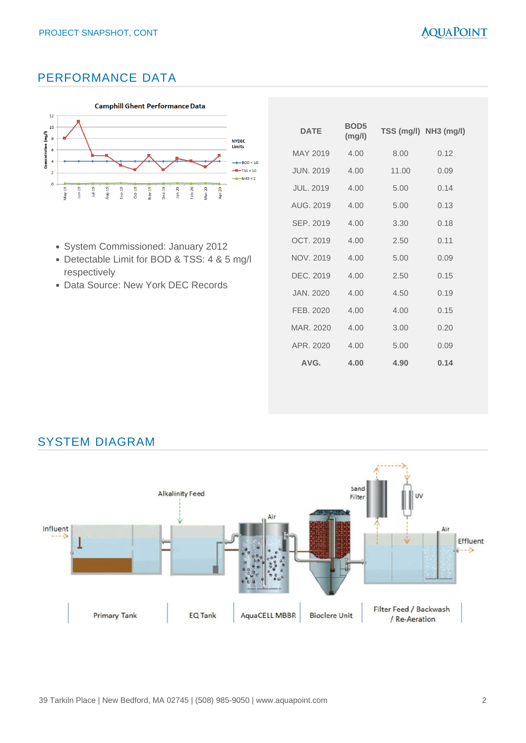## PERFORMANCE DATA

Camphill Ghent Performance Data

Concentration (mg/l)

12
10
8
6
4
2
0

May-19
Jun-19
Jul-19
Aug-19
Sep-19
Oct-19
Nov-19
Dec-19
Jan-20
Feb-20
Mar-20
Apr-20

NYDEC Limits

BOD < 10
TSS < 10
NH3 < 2

- System Commissioned: January 2012
- Detectable Limit for BOD & TSS: 4 & 5 mg/l respectively
- Data Source: New York DEC Records

| DATE | BOD5 (mg/l) | TSS (mg/l) | NH3 (mg/l) |
|---|---|---|---|
| MAY 2019 | 4.00 | 8.00 | 0.12 |
| JUN. 2019 | 4.00 | 11.00 | 0.09 |
| JUL. 2019 | 4.00 | 5.00 | 0.14 |
| AUG. 2019 | 4.00 | 5.00 | 0.13 |
| SEP. 2019 | 4.00 | 3.30 | 0.18 |
| OCT. 2019 | 4.00 | 2.50 | 0.11 |
| NOV. 2019 | 4.00 | 5.00 | 0.09 |
| DEC. 2019 | 4.00 | 2.50 | 0.15 |
| JAN. 2020 | 4.00 | 4.50 | 0.19 |
| FEB. 2020 | 4.00 | 4.00 | 0.15 |
| MAR. 2020 | 4.00 | 3.00 | 0.20 |
| APR. 2020 | 4.00 | 5.00 | 0.09 |
| **AVG.** | **4.00** | **4.90** | **0.14** |

## SYSTEM DIAGRAM

Influent
Alkalinity Feed
Air
Sand Filter
UV
Air
Effluent

Primary Tank
EQ Tank
AquaCELL MBBR
Bioclere Unit
Filter Feed / Backwash / Re-Aeration